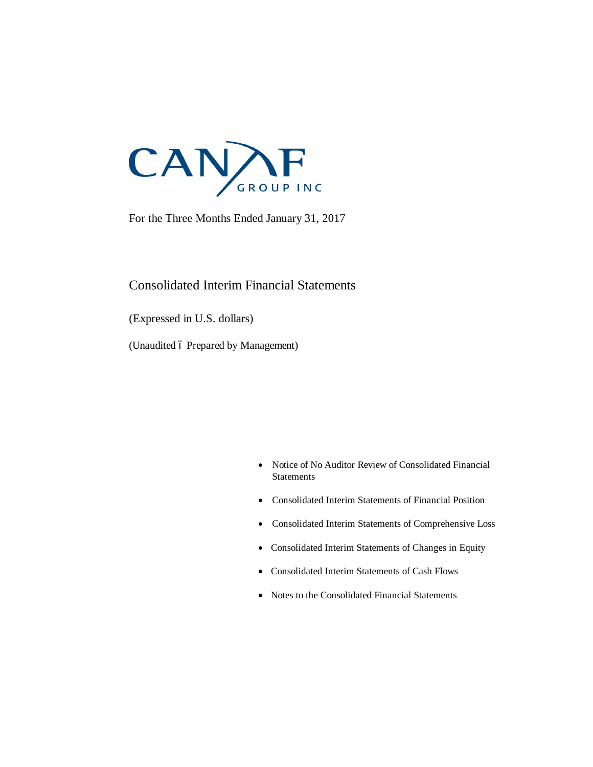CANAF GROUP INC

For the Three Months Ended January 31, 2017

# Consolidated Interim Financial Statements

(Expressed in U.S. dollars)

(Unaudited – Prepared by Management)

- Notice of No Auditor Review of Consolidated Financial Statements
- Consolidated Interim Statements of Financial Position
- Consolidated Interim Statements of Comprehensive Loss
- Consolidated Interim Statements of Changes in Equity
- Consolidated Interim Statements of Cash Flows
- Notes to the Consolidated Financial Statements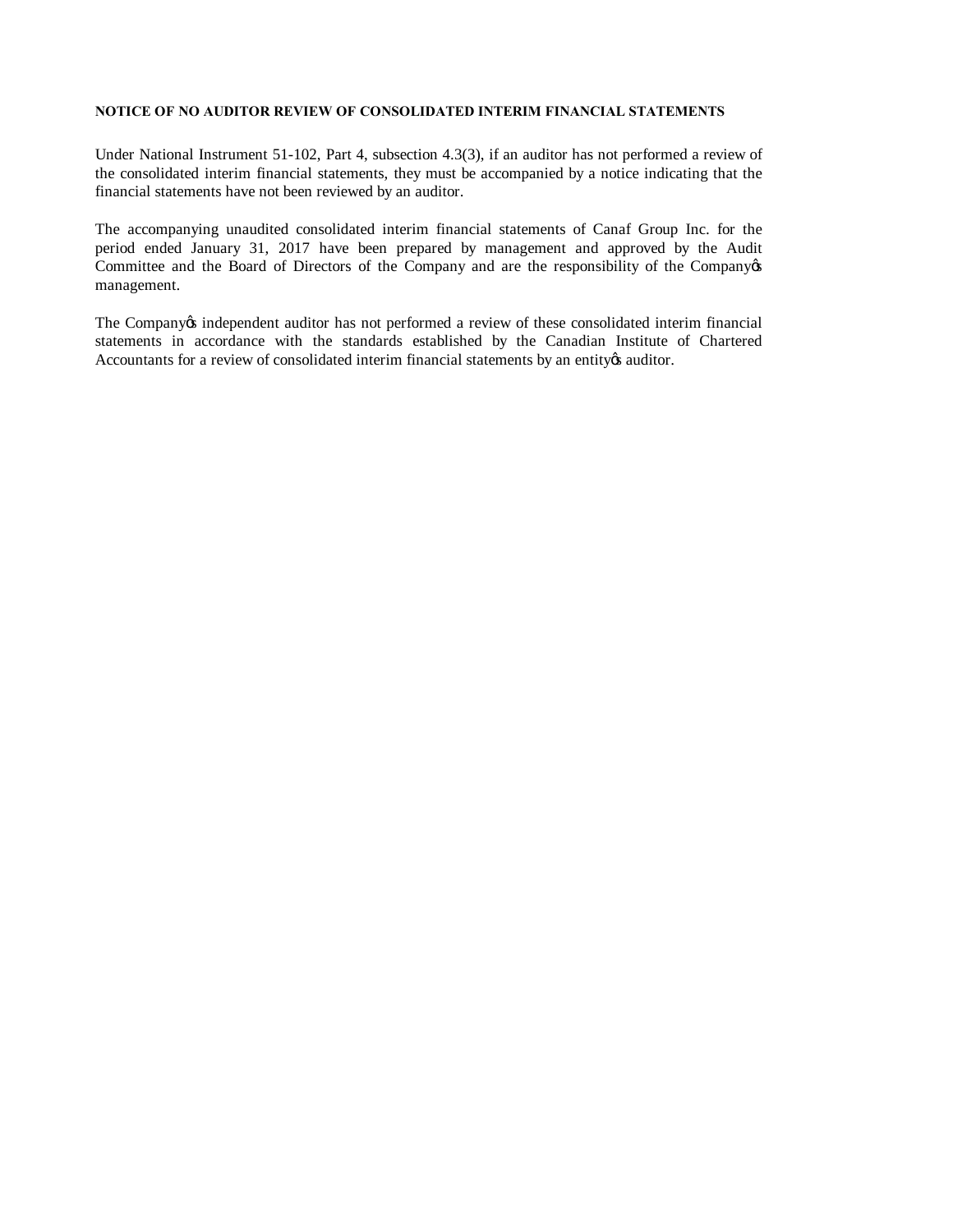**NOTICE OF NO AUDITOR REVIEW OF CONSOLIDATED INTERIM FINANCIAL STATEMENTS**

Under National Instrument 51-102, Part 4, subsection 4.3(3), if an auditor has not performed a review of the consolidated interim financial statements, they must be accompanied by a notice indicating that the financial statements have not been reviewed by an auditor.

The accompanying unaudited consolidated interim financial statements of Canaf Group Inc. for the period ended January 31, 2017 have been prepared by management and approved by the Audit Committee and the Board of Directors of the Company and are the responsibility of the Company's management.

The Company's independent auditor has not performed a review of these consolidated interim financial statements in accordance with the standards established by the Canadian Institute of Chartered Accountants for a review of consolidated interim financial statements by an entity's auditor.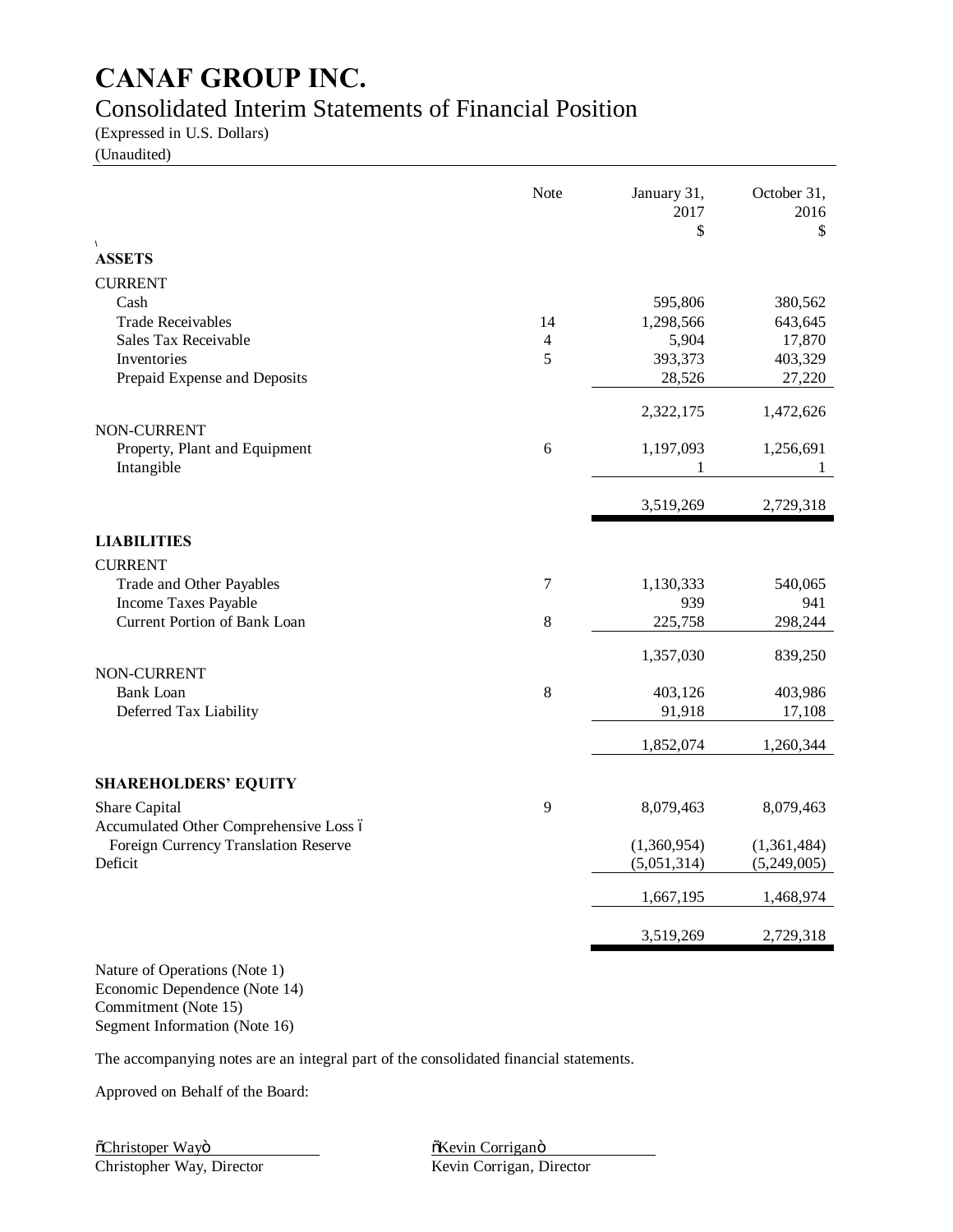# CANAF GROUP INC.

## Consolidated Interim Statements of Financial Position

(Expressed in U.S. Dollars)
(Unaudited)

| | Note | January 31, 2017 $ | October 31, 2016 $ |
|---|---|---|---|
| **ASSETS** | | | |
| CURRENT | | | |
| Cash | | 595,806 | 380,562 |
| Trade Receivables | 14 | 1,298,566 | 643,645 |
| Sales Tax Receivable | 4 | 5,904 | 17,870 |
| Inventories | 5 | 393,373 | 403,329 |
| Prepaid Expense and Deposits | | 28,526 | 27,220 |
| | | 2,322,175 | 1,472,626 |
| NON-CURRENT | | | |
| Property, Plant and Equipment | 6 | 1,197,093 | 1,256,691 |
| Intangible | | 1 | 1 |
| | | 3,519,269 | 2,729,318 |
| **LIABILITIES** | | | |
| CURRENT | | | |
| Trade and Other Payables | 7 | 1,130,333 | 540,065 |
| Income Taxes Payable | | 939 | 941 |
| Current Portion of Bank Loan | 8 | 225,758 | 298,244 |
| | | 1,357,030 | 839,250 |
| NON-CURRENT | | | |
| Bank Loan | 8 | 403,126 | 403,986 |
| Deferred Tax Liability | | 91,918 | 17,108 |
| | | 1,852,074 | 1,260,344 |
| **SHAREHOLDERS' EQUITY** | | | |
| Share Capital | 9 | 8,079,463 | 8,079,463 |
| Accumulated Other Comprehensive Loss – Foreign Currency Translation Reserve | | (1,360,954) | (1,361,484) |
| Deficit | | (5,051,314) | (5,249,005) |
| | | 1,667,195 | 1,468,974 |
| | | 3,519,269 | 2,729,318 |

Nature of Operations (Note 1)
Economic Dependence (Note 14)
Commitment (Note 15)
Segment Information (Note 16)

The accompanying notes are an integral part of the consolidated financial statements.

Approved on Behalf of the Board:

"Christoper Way"
Christopher Way, Director

"Kevin Corrigan"
Kevin Corrigan, Director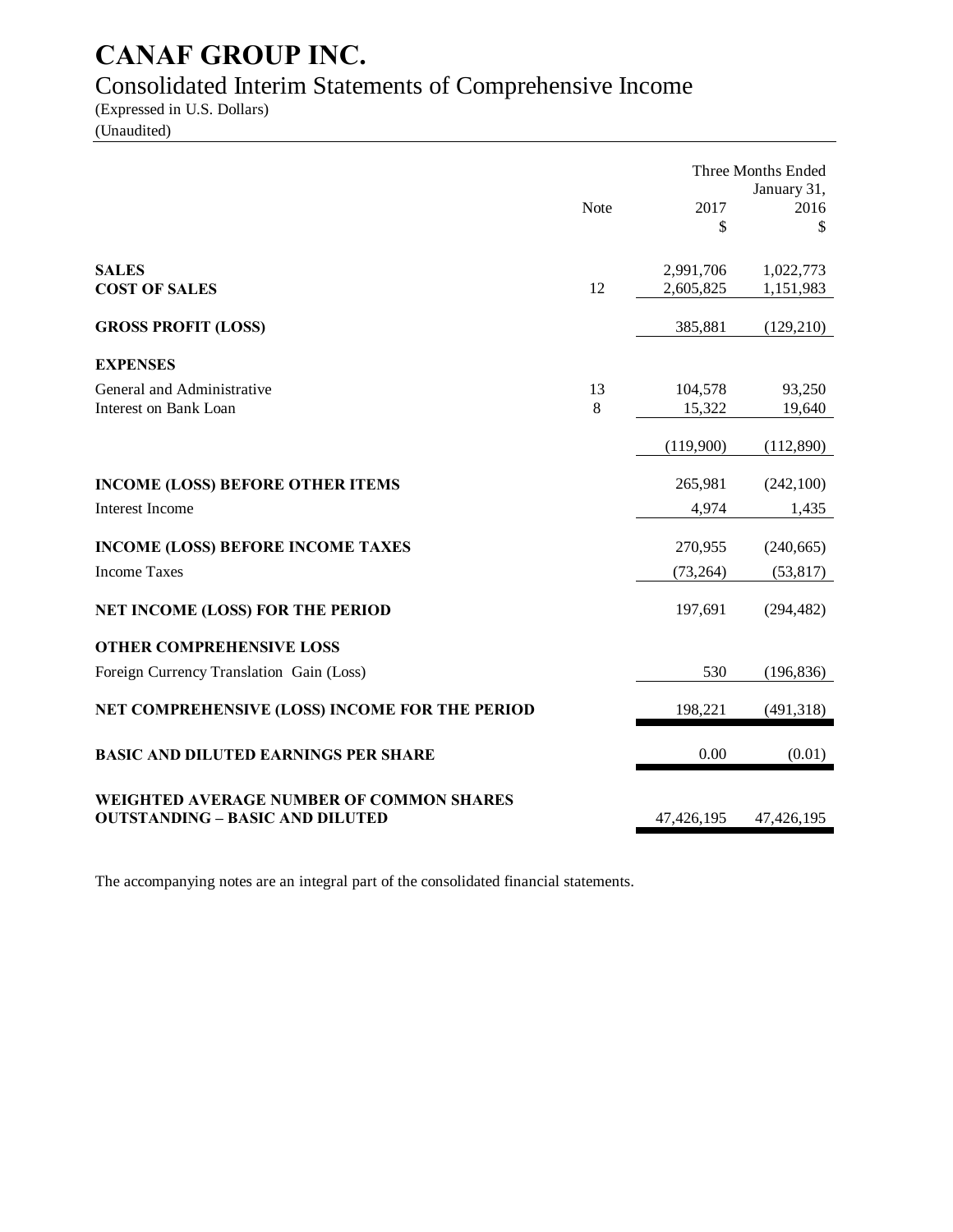# CANAF GROUP INC.

## Consolidated Interim Statements of Comprehensive Income

(Expressed in U.S. Dollars)
(Unaudited)

| | Note | Three Months Ended January 31, 2017 $ | 2016 $ |
|---|---|---|---|
| **SALES** | | 2,991,706 | 1,022,773 |
| **COST OF SALES** | 12 | 2,605,825 | 1,151,983 |
| **GROSS PROFIT (LOSS)** | | 385,881 | (129,210) |
| **EXPENSES** | | | |
| General and Administrative | 13 | 104,578 | 93,250 |
| Interest on Bank Loan | 8 | 15,322 | 19,640 |
| | | (119,900) | (112,890) |
| **INCOME (LOSS) BEFORE OTHER ITEMS** | | 265,981 | (242,100) |
| Interest Income | | 4,974 | 1,435 |
| **INCOME (LOSS) BEFORE INCOME TAXES** | | 270,955 | (240,665) |
| Income Taxes | | (73,264) | (53,817) |
| **NET INCOME (LOSS) FOR THE PERIOD** | | 197,691 | (294,482) |
| **OTHER COMPREHENSIVE LOSS** | | | |
| Foreign Currency Translation Gain (Loss) | | 530 | (196,836) |
| **NET COMPREHENSIVE (LOSS) INCOME FOR THE PERIOD** | | 198,221 | (491,318) |
| **BASIC AND DILUTED EARNINGS PER SHARE** | | 0.00 | (0.01) |
| **WEIGHTED AVERAGE NUMBER OF COMMON SHARES OUTSTANDING – BASIC AND DILUTED** | | 47,426,195 | 47,426,195 |

The accompanying notes are an integral part of the consolidated financial statements.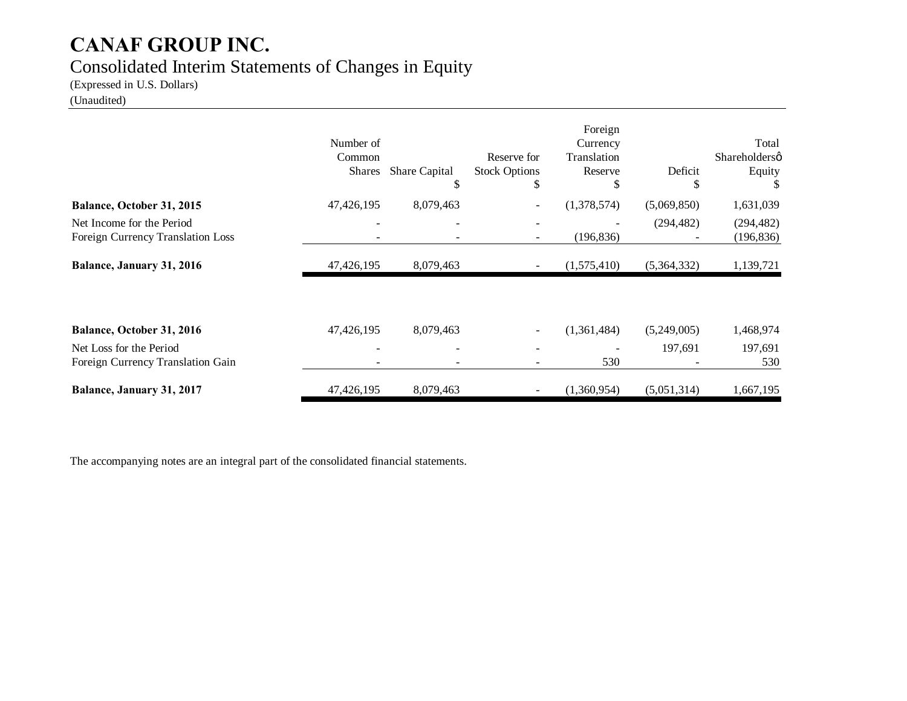# CANAF GROUP INC.

## Consolidated Interim Statements of Changes in Equity

(Expressed in U.S. Dollars)
(Unaudited)

| | Number of Common Shares | Share Capital $ | Reserve for Stock Options $ | Foreign Currency Translation Reserve $ | Deficit $ | Total Shareholdersô Equity $ |
|---|---|---|---|---|---|---|
| **Balance, October 31, 2015** | 47,426,195 | 8,079,463 | - | (1,378,574) | (5,069,850) | 1,631,039 |
| Net Income for the Period | - | - | - | - | (294,482) | (294,482) |
| Foreign Currency Translation Loss | - | - | - | (196,836) | - | (196,836) |
| **Balance, January 31, 2016** | 47,426,195 | 8,079,463 | - | (1,575,410) | (5,364,332) | 1,139,721 |
| | | | | | | |
| **Balance, October 31, 2016** | 47,426,195 | 8,079,463 | - | (1,361,484) | (5,249,005) | 1,468,974 |
| Net Loss for the Period | - | - | - | - | 197,691 | 197,691 |
| Foreign Currency Translation Gain | - | - | - | 530 | - | 530 |
| **Balance, January 31, 2017** | 47,426,195 | 8,079,463 | - | (1,360,954) | (5,051,314) | 1,667,195 |

The accompanying notes are an integral part of the consolidated financial statements.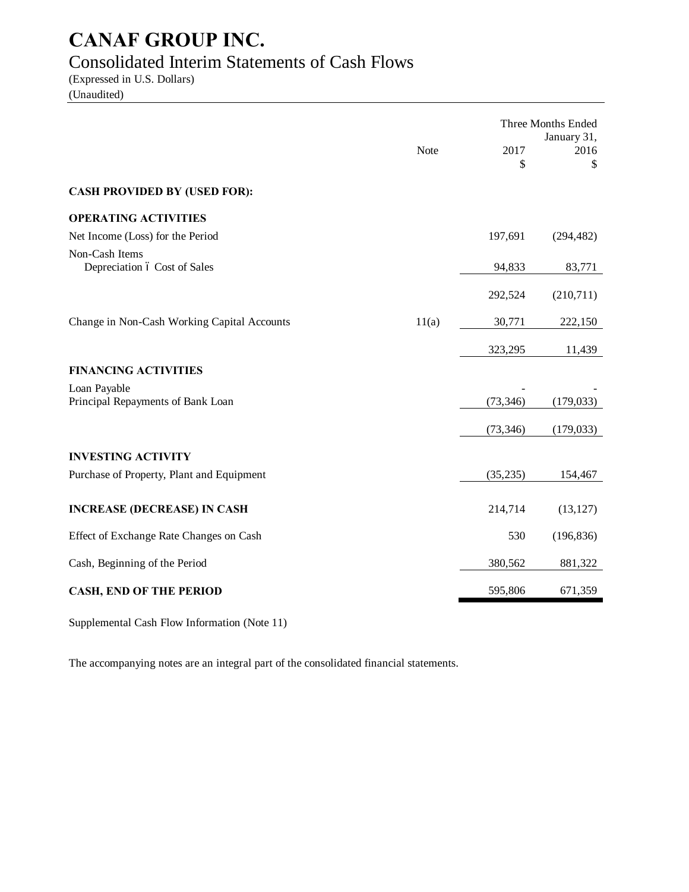# CANAF GROUP INC.

## Consolidated Interim Statements of Cash Flows

(Expressed in U.S. Dollars)
(Unaudited)

| | Note | Three Months Ended January 31, 2017 $ | 2016 $ |
|---|---|---|---|
| **CASH PROVIDED BY (USED FOR):** | | | |
| **OPERATING ACTIVITIES** | | | |
| Net Income (Loss) for the Period | | 197,691 | (294,482) |
| Non-Cash Items | | | |
| Depreciation ó Cost of Sales | | 94,833 | 83,771 |
| | | 292,524 | (210,711) |
| Change in Non-Cash Working Capital Accounts | 11(a) | 30,771 | 222,150 |
| | | 323,295 | 11,439 |
| **FINANCING ACTIVITIES** | | | |
| Loan Payable | | - | - |
| Principal Repayments of Bank Loan | | (73,346) | (179,033) |
| | | (73,346) | (179,033) |
| **INVESTING ACTIVITY** | | | |
| Purchase of Property, Plant and Equipment | | (35,235) | 154,467 |
| **INCREASE (DECREASE) IN CASH** | | 214,714 | (13,127) |
| Effect of Exchange Rate Changes on Cash | | 530 | (196,836) |
| Cash, Beginning of the Period | | 380,562 | 881,322 |
| **CASH, END OF THE PERIOD** | | 595,806 | 671,359 |

Supplemental Cash Flow Information (Note 11)

The accompanying notes are an integral part of the consolidated financial statements.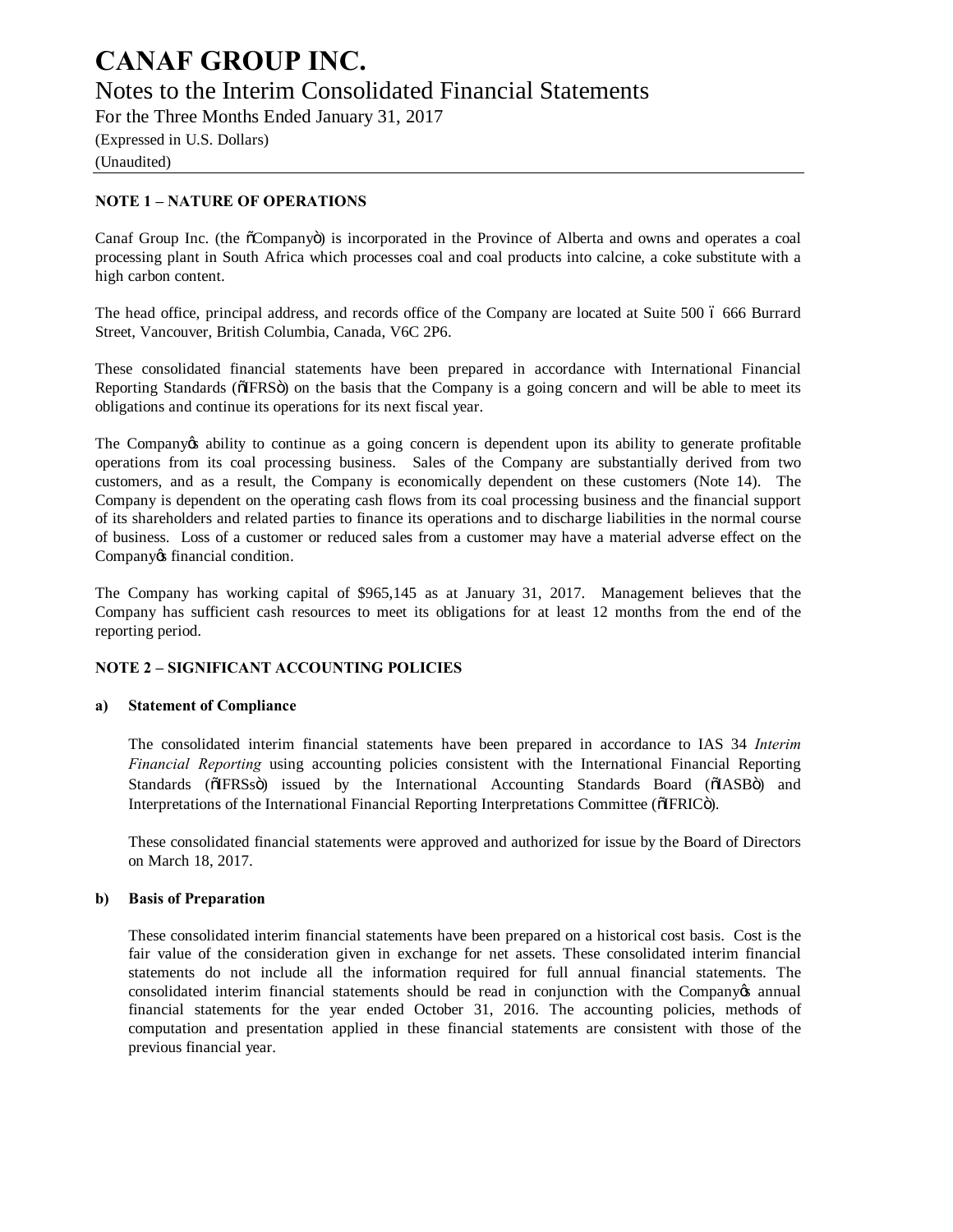# CANAF GROUP INC.

Notes to the Interim Consolidated Financial Statements

For the Three Months Ended January 31, 2017

(Expressed in U.S. Dollars)

(Unaudited)

## NOTE 1 – NATURE OF OPERATIONS

Canaf Group Inc. (the "Company") is incorporated in the Province of Alberta and owns and operates a coal processing plant in South Africa which processes coal and coal products into calcine, a coke substitute with a high carbon content.

The head office, principal address, and records office of the Company are located at Suite 500 – 666 Burrard Street, Vancouver, British Columbia, Canada, V6C 2P6.

These consolidated financial statements have been prepared in accordance with International Financial Reporting Standards ("IFRS") on the basis that the Company is a going concern and will be able to meet its obligations and continue its operations for its next fiscal year.

The Company's ability to continue as a going concern is dependent upon its ability to generate profitable operations from its coal processing business. Sales of the Company are substantially derived from two customers, and as a result, the Company is economically dependent on these customers (Note 14). The Company is dependent on the operating cash flows from its coal processing business and the financial support of its shareholders and related parties to finance its operations and to discharge liabilities in the normal course of business. Loss of a customer or reduced sales from a customer may have a material adverse effect on the Company's financial condition.

The Company has working capital of $965,145 as at January 31, 2017. Management believes that the Company has sufficient cash resources to meet its obligations for at least 12 months from the end of the reporting period.

## NOTE 2 – SIGNIFICANT ACCOUNTING POLICIES

### a) Statement of Compliance

The consolidated interim financial statements have been prepared in accordance to IAS 34 *Interim Financial Reporting* using accounting policies consistent with the International Financial Reporting Standards ("IFRSs") issued by the International Accounting Standards Board ("IASB") and Interpretations of the International Financial Reporting Interpretations Committee ("IFRIC").

These consolidated financial statements were approved and authorized for issue by the Board of Directors on March 18, 2017.

### b) Basis of Preparation

These consolidated interim financial statements have been prepared on a historical cost basis. Cost is the fair value of the consideration given in exchange for net assets. These consolidated interim financial statements do not include all the information required for full annual financial statements. The consolidated interim financial statements should be read in conjunction with the Company's annual financial statements for the year ended October 31, 2016. The accounting policies, methods of computation and presentation applied in these financial statements are consistent with those of the previous financial year.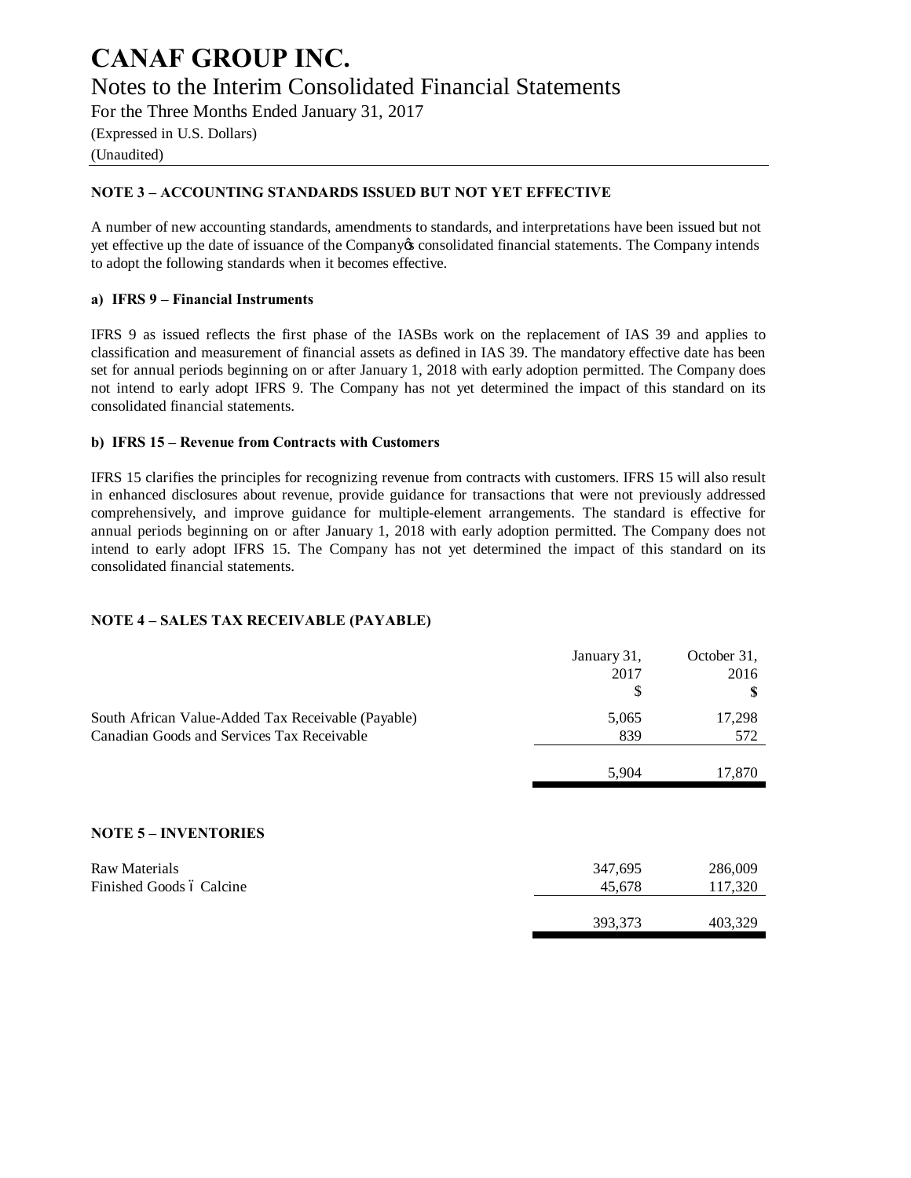### NOTE 3 – ACCOUNTING STANDARDS ISSUED BUT NOT YET EFFECTIVE

A number of new accounting standards, amendments to standards, and interpretations have been issued but not yet effective up the date of issuance of the Company's consolidated financial statements. The Company intends to adopt the following standards when it becomes effective.

#### a) IFRS 9 – Financial Instruments

IFRS 9 as issued reflects the first phase of the IASBs work on the replacement of IAS 39 and applies to classification and measurement of financial assets as defined in IAS 39. The mandatory effective date has been set for annual periods beginning on or after January 1, 2018 with early adoption permitted. The Company does not intend to early adopt IFRS 9. The Company has not yet determined the impact of this standard on its consolidated financial statements.

#### b) IFRS 15 – Revenue from Contracts with Customers

IFRS 15 clarifies the principles for recognizing revenue from contracts with customers. IFRS 15 will also result in enhanced disclosures about revenue, provide guidance for transactions that were not previously addressed comprehensively, and improve guidance for multiple-element arrangements. The standard is effective for annual periods beginning on or after January 1, 2018 with early adoption permitted. The Company does not intend to early adopt IFRS 15. The Company has not yet determined the impact of this standard on its consolidated financial statements.

### NOTE 4 – SALES TAX RECEIVABLE (PAYABLE)

| | January 31, 2017 $ | October 31, 2016 $ |
|---|---|---|
| South African Value-Added Tax Receivable (Payable) | 5,065 | 17,298 |
| Canadian Goods and Services Tax Receivable | 839 | 572 |
| | 5,904 | 17,870 |

### NOTE 5 – INVENTORIES

| | January 31, 2017 $ | October 31, 2016 $ |
|---|---|---|
| Raw Materials | 347,695 | 286,009 |
| Finished Goods – Calcine | 45,678 | 117,320 |
| | 393,373 | 403,329 |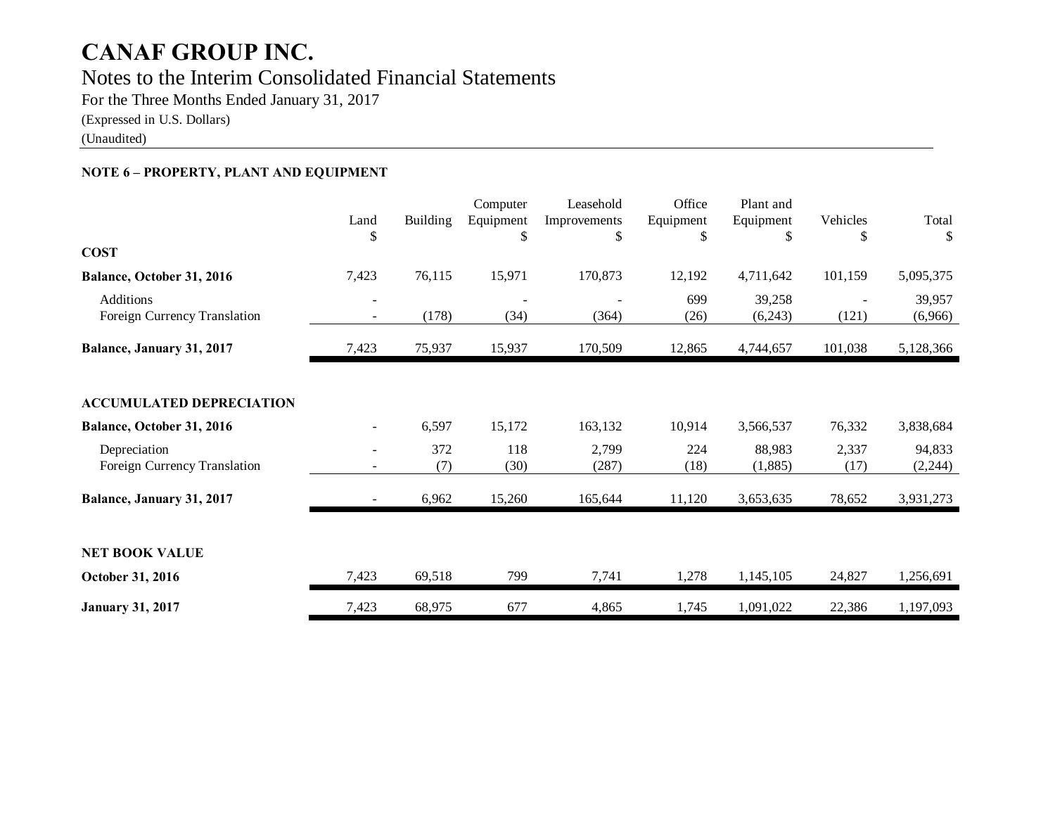# CANAF GROUP INC.

## Notes to the Interim Consolidated Financial Statements

For the Three Months Ended January 31, 2017

(Expressed in U.S. Dollars)

(Unaudited)

### NOTE 6 – PROPERTY, PLANT AND EQUIPMENT

| | Land<br>$ | Building | Computer Equipment<br>$ | Leasehold Improvements<br>$ | Office Equipment<br>$ | Plant and Equipment<br>$ | Vehicles<br>$ | Total<br>$ |
|---|---|---|---|---|---|---|---|---|
| **COST** | | | | | | | | |
| **Balance, October 31, 2016** | 7,423 | 76,115 | 15,971 | 170,873 | 12,192 | 4,711,642 | 101,159 | 5,095,375 |
| Additions | - | | - | - | 699 | 39,258 | - | 39,957 |
| Foreign Currency Translation | - | (178) | (34) | (364) | (26) | (6,243) | (121) | (6,966) |
| **Balance, January 31, 2017** | 7,423 | 75,937 | 15,937 | 170,509 | 12,865 | 4,744,657 | 101,038 | 5,128,366 |
| **ACCUMULATED DEPRECIATION** | | | | | | | | |
| **Balance, October 31, 2016** | - | 6,597 | 15,172 | 163,132 | 10,914 | 3,566,537 | 76,332 | 3,838,684 |
| Depreciation | - | 372 | 118 | 2,799 | 224 | 88,983 | 2,337 | 94,833 |
| Foreign Currency Translation | - | (7) | (30) | (287) | (18) | (1,885) | (17) | (2,244) |
| **Balance, January 31, 2017** | - | 6,962 | 15,260 | 165,644 | 11,120 | 3,653,635 | 78,652 | 3,931,273 |
| **NET BOOK VALUE** | | | | | | | | |
| **October 31, 2016** | 7,423 | 69,518 | 799 | 7,741 | 1,278 | 1,145,105 | 24,827 | 1,256,691 |
| **January 31, 2017** | 7,423 | 68,975 | 677 | 4,865 | 1,745 | 1,091,022 | 22,386 | 1,197,093 |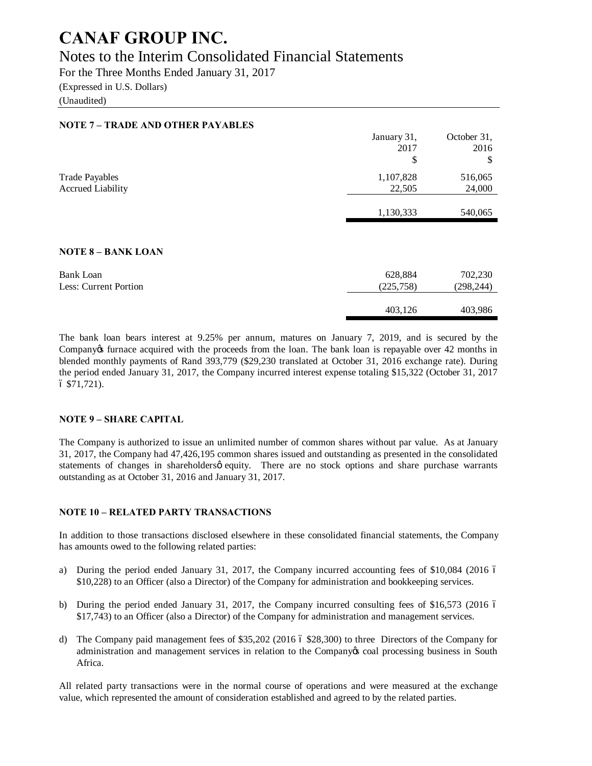# CANAF GROUP INC.

## Notes to the Interim Consolidated Financial Statements

For the Three Months Ended January 31, 2017

(Expressed in U.S. Dollars)

(Unaudited)

### NOTE 7 – TRADE AND OTHER PAYABLES

| | January 31, 2017 $ | October 31, 2016 $ |
|---|---|---|
| Trade Payables | 1,107,828 | 516,065 |
| Accrued Liability | 22,505 | 24,000 |
| | 1,130,333 | 540,065 |

### NOTE 8 – BANK LOAN

| | January 31, 2017 $ | October 31, 2016 $ |
|---|---|---|
| Bank Loan | 628,884 | 702,230 |
| Less: Current Portion | (225,758) | (298,244) |
| | 403,126 | 403,986 |

The bank loan bears interest at 9.25% per annum, matures on January 7, 2019, and is secured by the Company's furnace acquired with the proceeds from the loan. The bank loan is repayable over 42 months in blended monthly payments of Rand 393,779 ($29,230 translated at October 31, 2016 exchange rate). During the period ended January 31, 2017, the Company incurred interest expense totaling $15,322 (October 31, 2017 – $71,721).

### NOTE 9 – SHARE CAPITAL

The Company is authorized to issue an unlimited number of common shares without par value. As at January 31, 2017, the Company had 47,426,195 common shares issued and outstanding as presented in the consolidated statements of changes in shareholders' equity. There are no stock options and share purchase warrants outstanding as at October 31, 2016 and January 31, 2017.

### NOTE 10 – RELATED PARTY TRANSACTIONS

In addition to those transactions disclosed elsewhere in these consolidated financial statements, the Company has amounts owed to the following related parties:

a) During the period ended January 31, 2017, the Company incurred accounting fees of $10,084 (2016 – $10,228) to an Officer (also a Director) of the Company for administration and bookkeeping services.

b) During the period ended January 31, 2017, the Company incurred consulting fees of $16,573 (2016 – $17,743) to an Officer (also a Director) of the Company for administration and management services.

d) The Company paid management fees of $35,202 (2016 – $28,300) to three Directors of the Company for administration and management services in relation to the Company's coal processing business in South Africa.

All related party transactions were in the normal course of operations and were measured at the exchange value, which represented the amount of consideration established and agreed to by the related parties.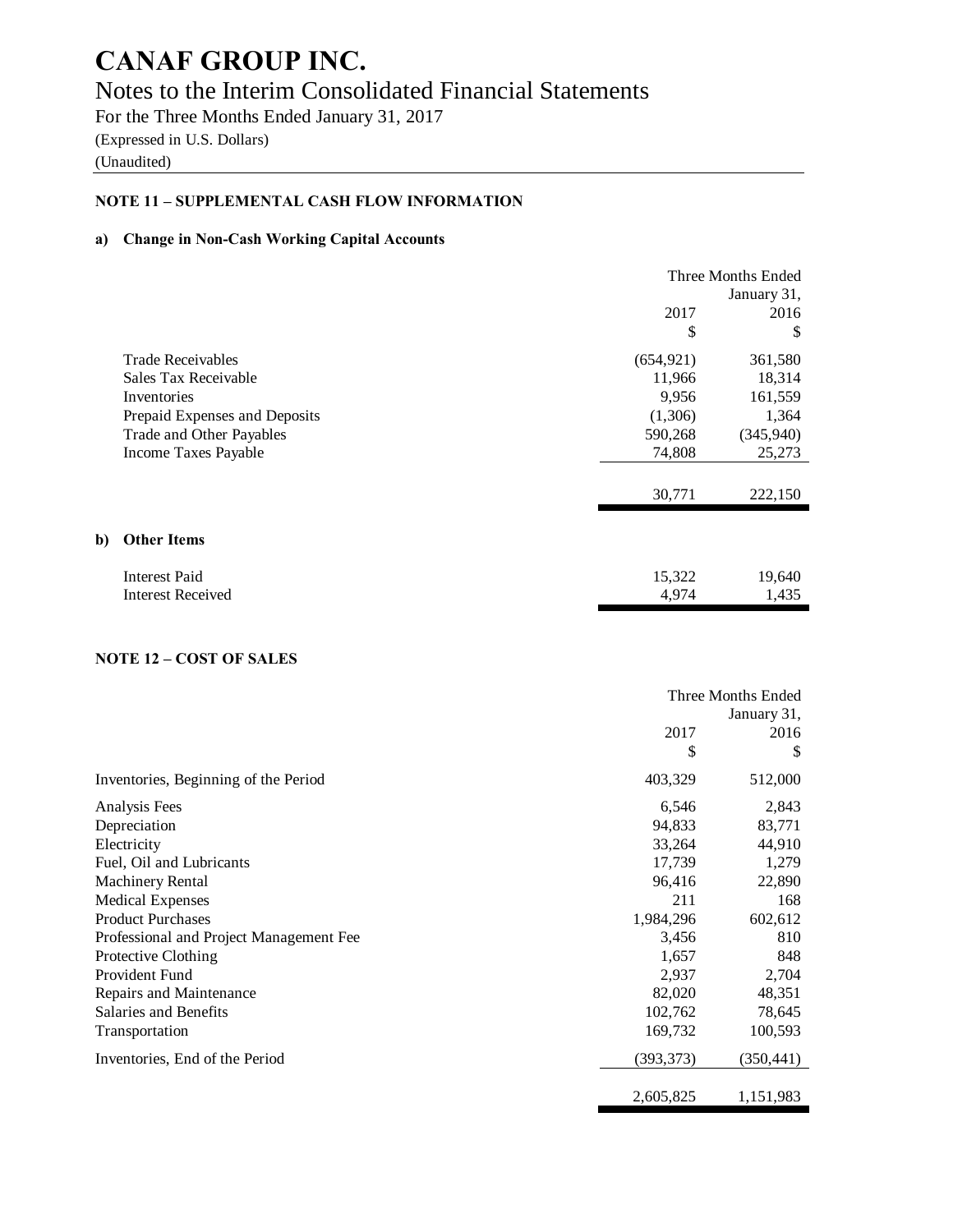# CANAF GROUP INC.

## Notes to the Interim Consolidated Financial Statements

For the Three Months Ended January 31, 2017

(Expressed in U.S. Dollars)

(Unaudited)

### NOTE 11 – SUPPLEMENTAL CASH FLOW INFORMATION

**a) Change in Non-Cash Working Capital Accounts**

| | Three Months Ended January 31, 2017 | 2016 |
|---|---|---|
| | $ | $ |
| Trade Receivables | (654,921) | 361,580 |
| Sales Tax Receivable | 11,966 | 18,314 |
| Inventories | 9,956 | 161,559 |
| Prepaid Expenses and Deposits | (1,306) | 1,364 |
| Trade and Other Payables | 590,268 | (345,940) |
| Income Taxes Payable | 74,808 | 25,273 |
| | 30,771 | 222,150 |

**b) Other Items**

| | 2017 | 2016 |
|---|---|---|
| Interest Paid | 15,322 | 19,640 |
| Interest Received | 4,974 | 1,435 |

### NOTE 12 – COST OF SALES

| | Three Months Ended January 31, 2017 | 2016 |
|---|---|---|
| | $ | $ |
| Inventories, Beginning of the Period | 403,329 | 512,000 |
| Analysis Fees | 6,546 | 2,843 |
| Depreciation | 94,833 | 83,771 |
| Electricity | 33,264 | 44,910 |
| Fuel, Oil and Lubricants | 17,739 | 1,279 |
| Machinery Rental | 96,416 | 22,890 |
| Medical Expenses | 211 | 168 |
| Product Purchases | 1,984,296 | 602,612 |
| Professional and Project Management Fee | 3,456 | 810 |
| Protective Clothing | 1,657 | 848 |
| Provident Fund | 2,937 | 2,704 |
| Repairs and Maintenance | 82,020 | 48,351 |
| Salaries and Benefits | 102,762 | 78,645 |
| Transportation | 169,732 | 100,593 |
| Inventories, End of the Period | (393,373) | (350,441) |
| | 2,605,825 | 1,151,983 |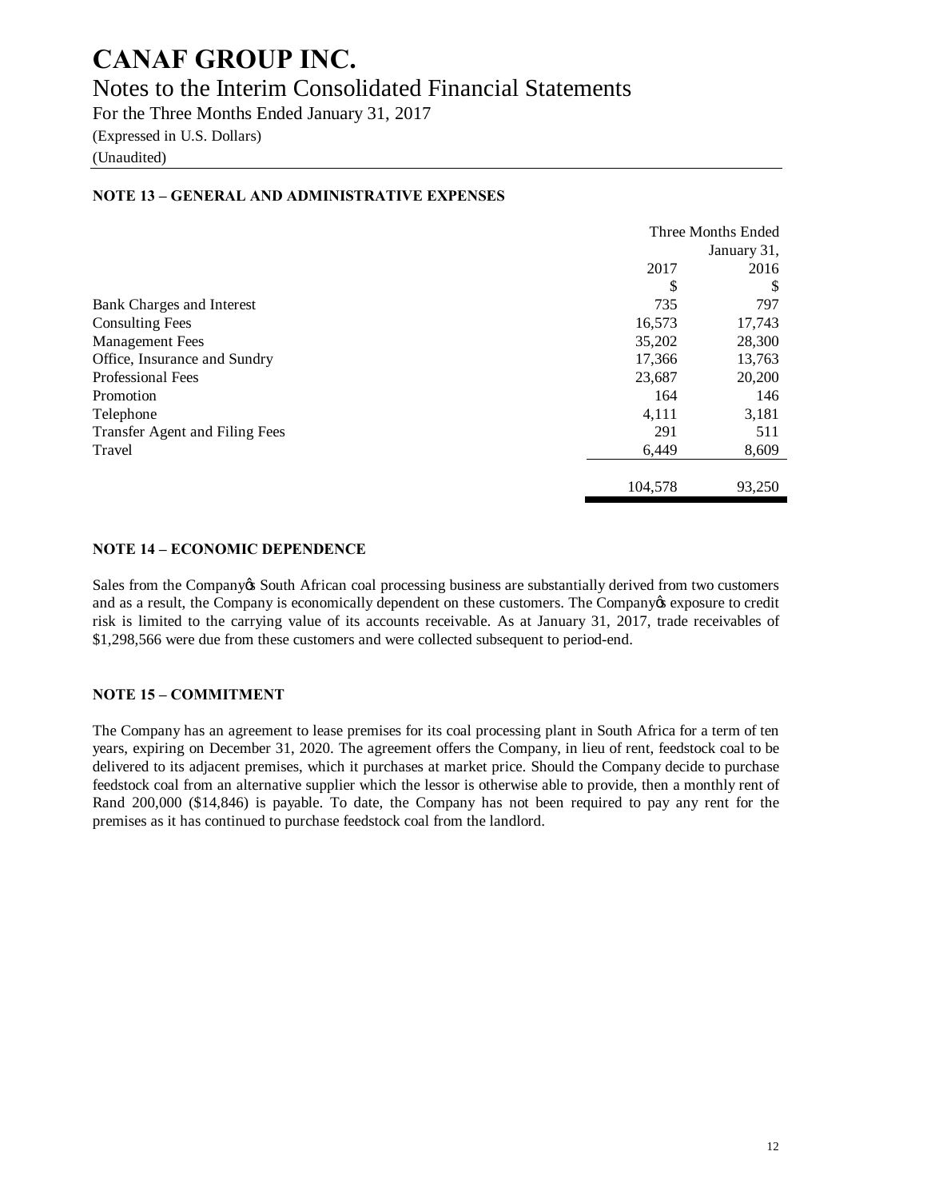# CANAF GROUP INC.

## Notes to the Interim Consolidated Financial Statements

For the Three Months Ended January 31, 2017

(Expressed in U.S. Dollars)

(Unaudited)

### NOTE 13 – GENERAL AND ADMINISTRATIVE EXPENSES

| | Three Months Ended January 31, | |
|---|---|---|
| | 2017 | 2016 |
| | $ | $ |
| Bank Charges and Interest | 735 | 797 |
| Consulting Fees | 16,573 | 17,743 |
| Management Fees | 35,202 | 28,300 |
| Office, Insurance and Sundry | 17,366 | 13,763 |
| Professional Fees | 23,687 | 20,200 |
| Promotion | 164 | 146 |
| Telephone | 4,111 | 3,181 |
| Transfer Agent and Filing Fees | 291 | 511 |
| Travel | 6,449 | 8,609 |
| | 104,578 | 93,250 |

### NOTE 14 – ECONOMIC DEPENDENCE

Sales from the Company's South African coal processing business are substantially derived from two customers and as a result, the Company is economically dependent on these customers. The Company's exposure to credit risk is limited to the carrying value of its accounts receivable. As at January 31, 2017, trade receivables of $1,298,566 were due from these customers and were collected subsequent to period-end.

### NOTE 15 – COMMITMENT

The Company has an agreement to lease premises for its coal processing plant in South Africa for a term of ten years, expiring on December 31, 2020. The agreement offers the Company, in lieu of rent, feedstock coal to be delivered to its adjacent premises, which it purchases at market price. Should the Company decide to purchase feedstock coal from an alternative supplier which the lessor is otherwise able to provide, then a monthly rent of Rand 200,000 ($14,846) is payable. To date, the Company has not been required to pay any rent for the premises as it has continued to purchase feedstock coal from the landlord.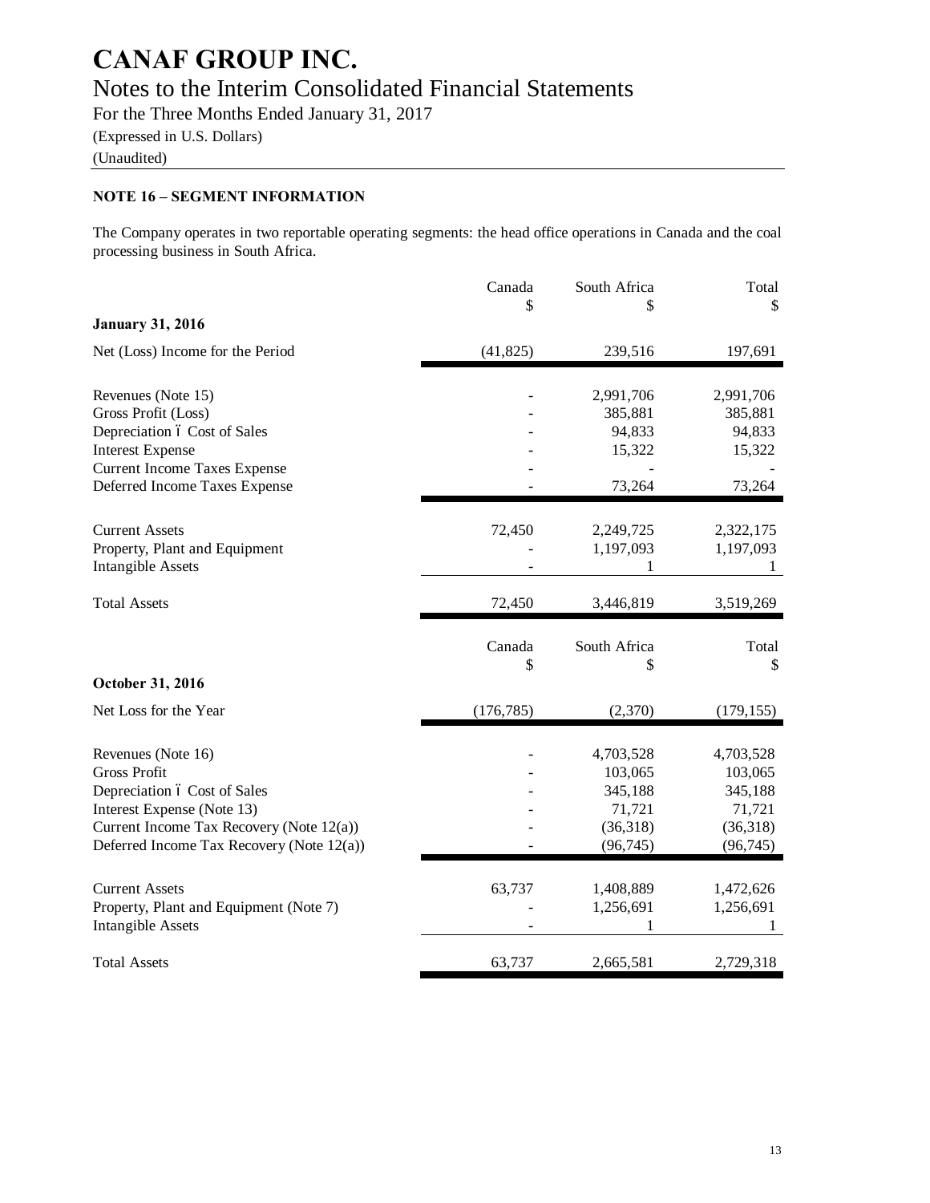# CANAF GROUP INC.

## Notes to the Interim Consolidated Financial Statements

For the Three Months Ended January 31, 2017

(Expressed in U.S. Dollars)

(Unaudited)

### NOTE 16 – SEGMENT INFORMATION

The Company operates in two reportable operating segments: the head office operations in Canada and the coal processing business in South Africa.

| | Canada<br>$ | South Africa<br>$ | Total<br>$ |
|---|---|---|---|
| **January 31, 2016** | | | |
| Net (Loss) Income for the Period | (41,825) | 239,516 | 197,691 |
| Revenues (Note 15) | - | 2,991,706 | 2,991,706 |
| Gross Profit (Loss) | - | 385,881 | 385,881 |
| Depreciation – Cost of Sales | - | 94,833 | 94,833 |
| Interest Expense | - | 15,322 | 15,322 |
| Current Income Taxes Expense | - | - | - |
| Deferred Income Taxes Expense | - | 73,264 | 73,264 |
| Current Assets | 72,450 | 2,249,725 | 2,322,175 |
| Property, Plant and Equipment | - | 1,197,093 | 1,197,093 |
| Intangible Assets | - | 1 | 1 |
| Total Assets | 72,450 | 3,446,819 | 3,519,269 |

| | Canada<br>$ | South Africa<br>$ | Total<br>$ |
|---|---|---|---|
| **October 31, 2016** | | | |
| Net Loss for the Year | (176,785) | (2,370) | (179,155) |
| Revenues (Note 16) | - | 4,703,528 | 4,703,528 |
| Gross Profit | - | 103,065 | 103,065 |
| Depreciation – Cost of Sales | - | 345,188 | 345,188 |
| Interest Expense (Note 13) | - | 71,721 | 71,721 |
| Current Income Tax Recovery (Note 12(a)) | - | (36,318) | (36,318) |
| Deferred Income Tax Recovery (Note 12(a)) | - | (96,745) | (96,745) |
| Current Assets | 63,737 | 1,408,889 | 1,472,626 |
| Property, Plant and Equipment (Note 7) | - | 1,256,691 | 1,256,691 |
| Intangible Assets | - | 1 | 1 |
| Total Assets | 63,737 | 2,665,581 | 2,729,318 |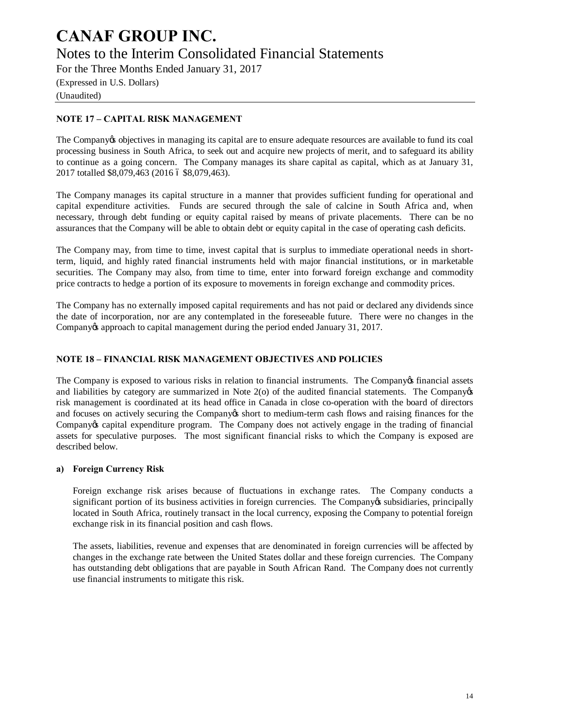## NOTE 17 – CAPITAL RISK MANAGEMENT

The Company's objectives in managing its capital are to ensure adequate resources are available to fund its coal processing business in South Africa, to seek out and acquire new projects of merit, and to safeguard its ability to continue as a going concern. The Company manages its share capital as capital, which as at January 31, 2017 totalled $8,079,463 (2016 – $8,079,463).

The Company manages its capital structure in a manner that provides sufficient funding for operational and capital expenditure activities. Funds are secured through the sale of calcine in South Africa and, when necessary, through debt funding or equity capital raised by means of private placements. There can be no assurances that the Company will be able to obtain debt or equity capital in the case of operating cash deficits.

The Company may, from time to time, invest capital that is surplus to immediate operational needs in short-term, liquid, and highly rated financial instruments held with major financial institutions, or in marketable securities. The Company may also, from time to time, enter into forward foreign exchange and commodity price contracts to hedge a portion of its exposure to movements in foreign exchange and commodity prices.

The Company has no externally imposed capital requirements and has not paid or declared any dividends since the date of incorporation, nor are any contemplated in the foreseeable future. There were no changes in the Company's approach to capital management during the period ended January 31, 2017.

## NOTE 18 – FINANCIAL RISK MANAGEMENT OBJECTIVES AND POLICIES

The Company is exposed to various risks in relation to financial instruments. The Company's financial assets and liabilities by category are summarized in Note 2(o) of the audited financial statements. The Company's risk management is coordinated at its head office in Canada in close co-operation with the board of directors and focuses on actively securing the Company's short to medium-term cash flows and raising finances for the Company's capital expenditure program. The Company does not actively engage in the trading of financial assets for speculative purposes. The most significant financial risks to which the Company is exposed are described below.

### a) Foreign Currency Risk

Foreign exchange risk arises because of fluctuations in exchange rates. The Company conducts a significant portion of its business activities in foreign currencies. The Company's subsidiaries, principally located in South Africa, routinely transact in the local currency, exposing the Company to potential foreign exchange risk in its financial position and cash flows.

The assets, liabilities, revenue and expenses that are denominated in foreign currencies will be affected by changes in the exchange rate between the United States dollar and these foreign currencies. The Company has outstanding debt obligations that are payable in South African Rand. The Company does not currently use financial instruments to mitigate this risk.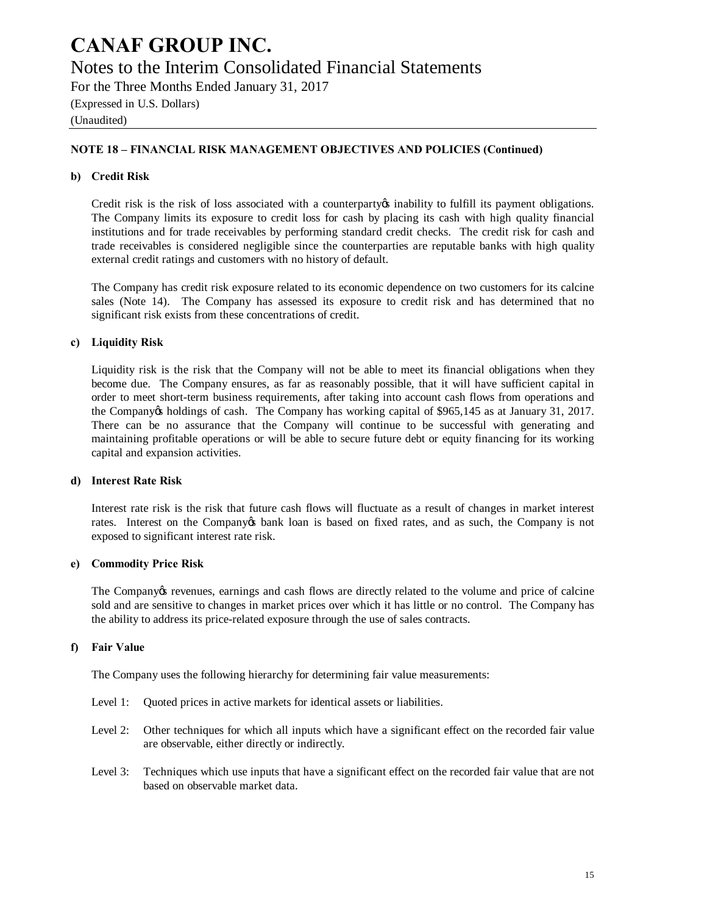## NOTE 18 – FINANCIAL RISK MANAGEMENT OBJECTIVES AND POLICIES (Continued)

**b) Credit Risk**

Credit risk is the risk of loss associated with a counterparty's inability to fulfill its payment obligations. The Company limits its exposure to credit loss for cash by placing its cash with high quality financial institutions and for trade receivables by performing standard credit checks. The credit risk for cash and trade receivables is considered negligible since the counterparties are reputable banks with high quality external credit ratings and customers with no history of default.

The Company has credit risk exposure related to its economic dependence on two customers for its calcine sales (Note 14). The Company has assessed its exposure to credit risk and has determined that no significant risk exists from these concentrations of credit.

**c) Liquidity Risk**

Liquidity risk is the risk that the Company will not be able to meet its financial obligations when they become due. The Company ensures, as far as reasonably possible, that it will have sufficient capital in order to meet short-term business requirements, after taking into account cash flows from operations and the Company's holdings of cash. The Company has working capital of $965,145 as at January 31, 2017. There can be no assurance that the Company will continue to be successful with generating and maintaining profitable operations or will be able to secure future debt or equity financing for its working capital and expansion activities.

**d) Interest Rate Risk**

Interest rate risk is the risk that future cash flows will fluctuate as a result of changes in market interest rates. Interest on the Company's bank loan is based on fixed rates, and as such, the Company is not exposed to significant interest rate risk.

**e) Commodity Price Risk**

The Company's revenues, earnings and cash flows are directly related to the volume and price of calcine sold and are sensitive to changes in market prices over which it has little or no control. The Company has the ability to address its price-related exposure through the use of sales contracts.

**f) Fair Value**

The Company uses the following hierarchy for determining fair value measurements:

Level 1: Quoted prices in active markets for identical assets or liabilities.

Level 2: Other techniques for which all inputs which have a significant effect on the recorded fair value are observable, either directly or indirectly.

Level 3: Techniques which use inputs that have a significant effect on the recorded fair value that are not based on observable market data.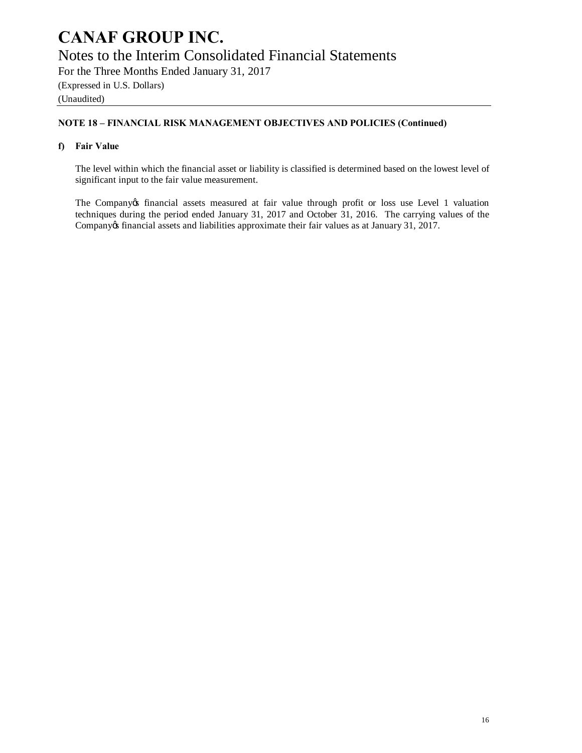## NOTE 18 – FINANCIAL RISK MANAGEMENT OBJECTIVES AND POLICIES (Continued)

**f) Fair Value**

The level within which the financial asset or liability is classified is determined based on the lowest level of significant input to the fair value measurement.

The Company's financial assets measured at fair value through profit or loss use Level 1 valuation techniques during the period ended January 31, 2017 and October 31, 2016. The carrying values of the Company's financial assets and liabilities approximate their fair values as at January 31, 2017.